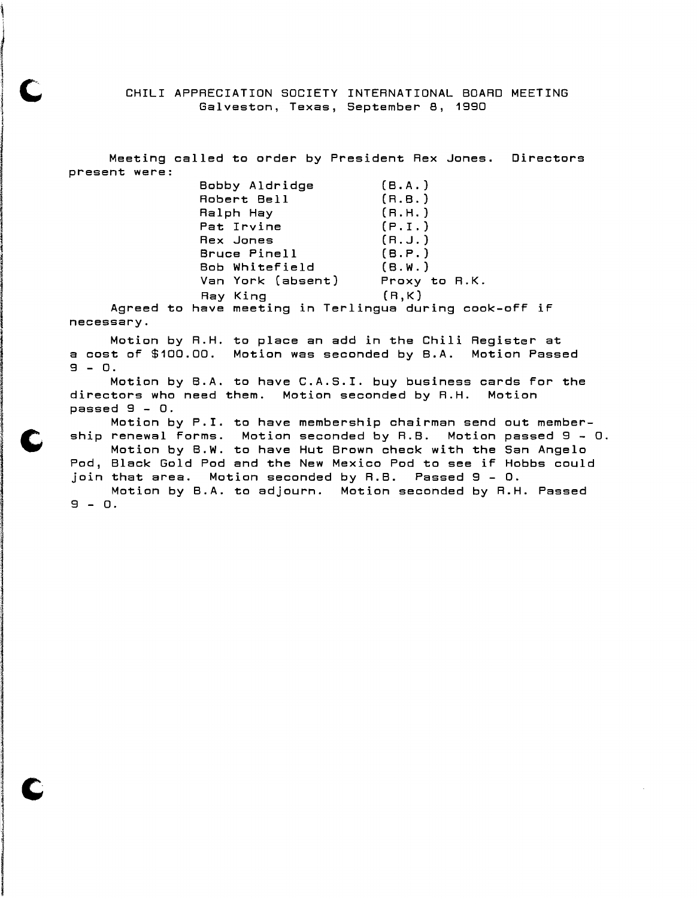# CHILI APPRECIATION SOCIETY INTERNATIONAL BOARD MEETING

Galveston, Texas, September 8, 1990

Meeting called to order by President Rex Jones. Directors present were:

| | |
|---|---|
| Bobby Aldridge | (B.A.) |
| Robert Bell | (R.B.) |
| Ralph Hay | (R.H.) |
| Pat Irvine | (P.I.) |
| Rex Jones | (R.J.) |
| Bruce Pinell | (B.P.) |
| Bob Whitefield | (B.W.) |
| Van York (absent) | Proxy to R.K. |
| Ray King | (R,K) |

Agreed to have meeting in Terlingua during cook-off if necessary.

Motion by R.H. to place an add in the Chili Register at a cost of $100.00. Motion was seconded by B.A. Motion Passed 9 - 0.

Motion by B.A. to have C.A.S.I. buy business cards for the directors who need them. Motion seconded by R.H. Motion passed 9 - 0.

Motion by P.I. to have membership chairman send out membership renewal forms. Motion seconded by R.B. Motion passed 9 - 0.

Motion by B.W. to have Hut Brown check with the San Angelo Pod, Black Gold Pod and the New Mexico Pod to see if Hobbs could join that area. Motion seconded by R.B. Passed 9 - 0.

Motion by B.A. to adjourn. Motion seconded by R.H. Passed 9 - 0.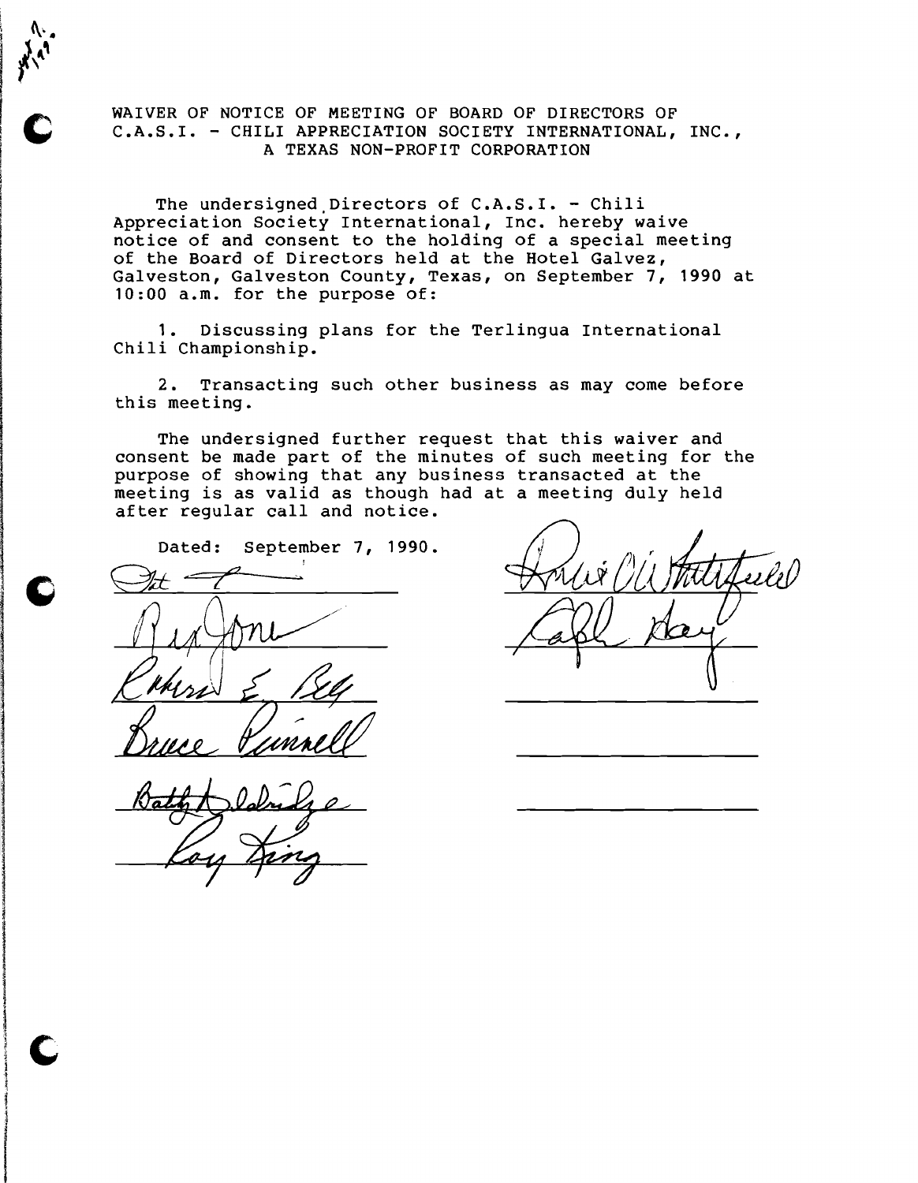WAIVER OF NOTICE OF MEETING OF BOARD OF DIRECTORS OF C.A.S.I. - CHILI APPRECIATION SOCIETY INTERNATIONAL, INC., A TEXAS NON-PROFIT CORPORATION

The undersigned Directors of C.A.S.I. - Chili Appreciation Society International, Inc. hereby waive notice of and consent to the holding of a special meeting of the Board of Directors held at the Hotel Galvez, Galveston, Galveston County, Texas, on September 7, 1990 at 10:00 a.m. for the purpose of:

1. Discussing plans for the Terlingua International Chili Championship.

2. Transacting such other business as may come before this meeting.

The undersigned further request that this waiver and consent be made part of the minutes of such meeting for the purpose of showing that any business transacted at the meeting is as valid as though had at a meeting duly held after regular call and notice.

Dated: September 7, 1990.